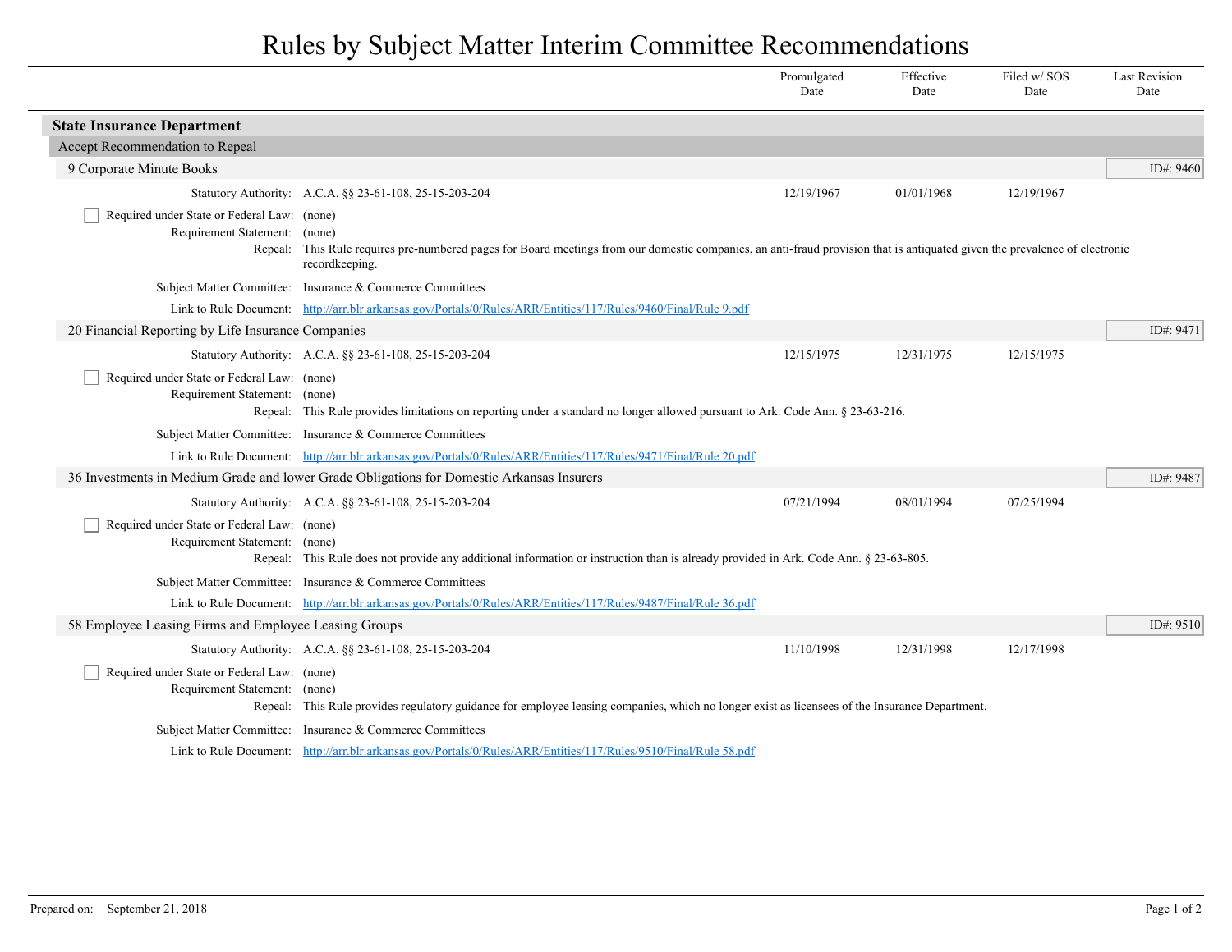# Rules by Subject Matter Interim Committee Recommendations

| | Promulgated Date | Effective Date | Filed w/ SOS Date | Last Revision Date |
|---|---|---|---|---|

## State Insurance Department

### Accept Recommendation to Repeal

#### 9 Corporate Minute Books

ID#: 9460

| | Promulgated Date | Effective Date | Filed w/ SOS Date | Last Revision Date |
|---|---|---|---|---|
| Statutory Authority: A.C.A. §§ 23-61-108, 25-15-203-204 | 12/19/1967 | 01/01/1968 | 12/19/1967 | |

- [ ] Required under State or Federal Law: (none)

Requirement Statement: (none)

Repeal: This Rule requires pre-numbered pages for Board meetings from our domestic companies, an anti-fraud provision that is antiquated given the prevalence of electronic recordkeeping.

Subject Matter Committee: Insurance & Commerce Committees

Link to Rule Document: http://arr.blr.arkansas.gov/Portals/0/Rules/ARR/Entities/117/Rules/9460/Final/Rule 9.pdf

#### 20 Financial Reporting by Life Insurance Companies

ID#: 9471

| | Promulgated Date | Effective Date | Filed w/ SOS Date | Last Revision Date |
|---|---|---|---|---|
| Statutory Authority: A.C.A. §§ 23-61-108, 25-15-203-204 | 12/15/1975 | 12/31/1975 | 12/15/1975 | |

- [ ] Required under State or Federal Law: (none)

Requirement Statement: (none)

Repeal: This Rule provides limitations on reporting under a standard no longer allowed pursuant to Ark. Code Ann. § 23-63-216.

Subject Matter Committee: Insurance & Commerce Committees

Link to Rule Document: http://arr.blr.arkansas.gov/Portals/0/Rules/ARR/Entities/117/Rules/9471/Final/Rule 20.pdf

#### 36 Investments in Medium Grade and lower Grade Obligations for Domestic Arkansas Insurers

ID#: 9487

| | Promulgated Date | Effective Date | Filed w/ SOS Date | Last Revision Date |
|---|---|---|---|---|
| Statutory Authority: A.C.A. §§ 23-61-108, 25-15-203-204 | 07/21/1994 | 08/01/1994 | 07/25/1994 | |

- [ ] Required under State or Federal Law: (none)

Requirement Statement: (none)

Repeal: This Rule does not provide any additional information or instruction than is already provided in Ark. Code Ann. § 23-63-805.

Subject Matter Committee: Insurance & Commerce Committees

Link to Rule Document: http://arr.blr.arkansas.gov/Portals/0/Rules/ARR/Entities/117/Rules/9487/Final/Rule 36.pdf

#### 58 Employee Leasing Firms and Employee Leasing Groups

ID#: 9510

| | Promulgated Date | Effective Date | Filed w/ SOS Date | Last Revision Date |
|---|---|---|---|---|
| Statutory Authority: A.C.A. §§ 23-61-108, 25-15-203-204 | 11/10/1998 | 12/31/1998 | 12/17/1998 | |

- [ ] Required under State or Federal Law: (none)

Requirement Statement: (none)

Repeal: This Rule provides regulatory guidance for employee leasing companies, which no longer exist as licensees of the Insurance Department.

Subject Matter Committee: Insurance & Commerce Committees

Link to Rule Document: http://arr.blr.arkansas.gov/Portals/0/Rules/ARR/Entities/117/Rules/9510/Final/Rule 58.pdf

Prepared on: September 21, 2018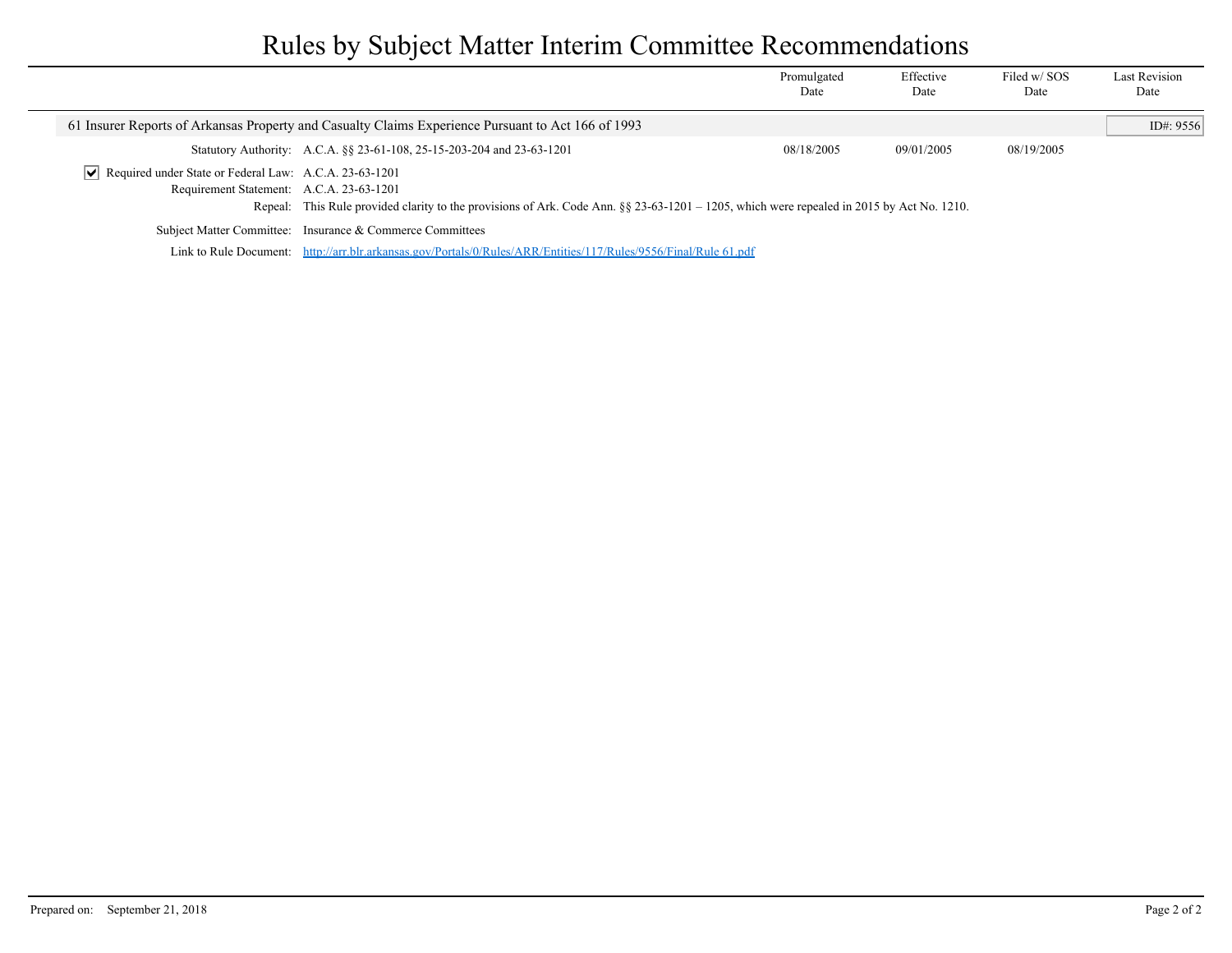# Rules by Subject Matter Interim Committee Recommendations

| | Promulgated Date | Effective Date | Filed w/ SOS Date | Last Revision Date |
|---|---|---|---|---|
| **61 Insurer Reports of Arkansas Property and Casualty Claims Experience Pursuant to Act 166 of 1993** | | | | ID#: 9556 |
| Statutory Authority: A.C.A. §§ 23-61-108, 25-15-203-204 and 23-63-1201 | 08/18/2005 | 09/01/2005 | 08/19/2005 | |

☑ Required under State or Federal Law: A.C.A. 23-63-1201

Requirement Statement: A.C.A. 23-63-1201

Repeal: This Rule provided clarity to the provisions of Ark. Code Ann. §§ 23-63-1201 – 1205, which were repealed in 2015 by Act No. 1210.

Subject Matter Committee: Insurance & Commerce Committees

Link to Rule Document: http://arr.blr.arkansas.gov/Portals/0/Rules/ARR/Entities/117/Rules/9556/Final/Rule 61.pdf

Prepared on: September 21, 2018